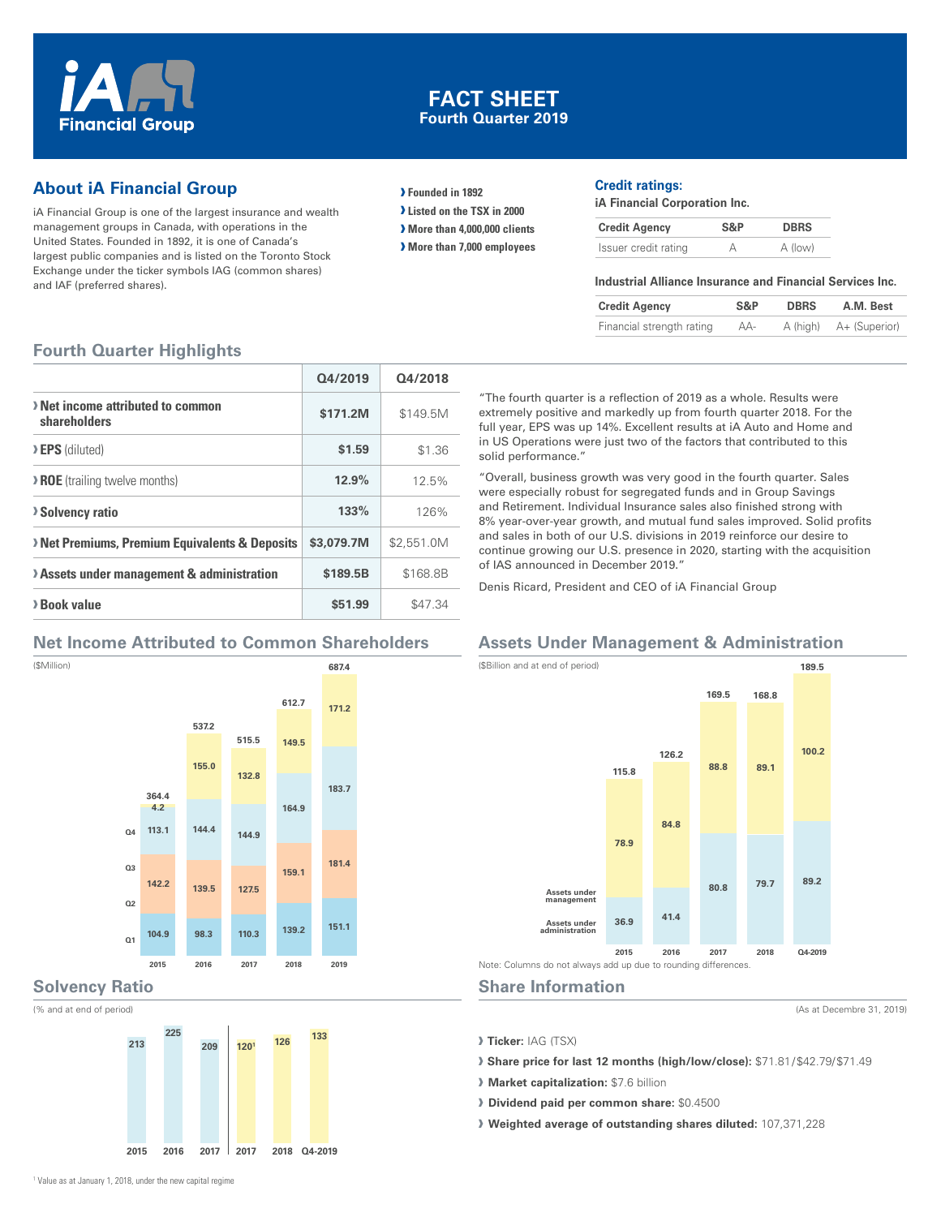# FACT SHEET
## Fourth Quarter 2019

iA Financial Group

## About iA Financial Group

iA Financial Group is one of the largest insurance and wealth management groups in Canada, with operations in the United States. Founded in 1892, it is one of Canada's largest public companies and is listed on the Toronto Stock Exchange under the ticker symbols IAG (common shares) and IAF (preferred shares).

- Founded in 1892
- Listed on the TSX in 2000
- More than 4,000,000 clients
- More than 7,000 employees

### Credit ratings:

**iA Financial Corporation Inc.**

| Credit Agency | S&P | DBRS |
|---|---|---|
| Issuer credit rating | A | A (low) |

**Industrial Alliance Insurance and Financial Services Inc.**

| Credit Agency | S&P | DBRS | A.M. Best |
|---|---|---|---|
| Financial strength rating | AA- | A (high) | A+ (Superior) |

## Fourth Quarter Highlights

| | Q4/2019 | Q4/2018 |
|---|---|---|
| **Net income attributed to common shareholders** | **$171.2M** | $149.5M |
| **EPS** (diluted) | **$1.59** | $1.36 |
| **ROE** (trailing twelve months) | **12.9%** | 12.5% |
| **Solvency ratio** | **133%** | 126% |
| **Net Premiums, Premium Equivalents & Deposits** | **$3,079.7M** | $2,551.0M |
| **Assets under management & administration** | **$189.5B** | $168.8B |
| **Book value** | **$51.99** | $47.34 |

"The fourth quarter is a reflection of 2019 as a whole. Results were extremely positive and markedly up from fourth quarter 2018. For the full year, EPS was up 14%. Excellent results at iA Auto and Home and in US Operations were just two of the factors that contributed to this solid performance."

"Overall, business growth was very good in the fourth quarter. Sales were especially robust for segregated funds and in Group Savings and Retirement. Individual Insurance sales also finished strong with 8% year-over-year growth, and mutual fund sales improved. Solid profits and sales in both of our U.S. divisions in 2019 reinforce our desire to continue growing our U.S. presence in 2020, starting with the acquisition of IAS announced in December 2019."

Denis Ricard, President and CEO of iA Financial Group

## Net Income Attributed to Common Shareholders

($Million)

| | 2015 | 2016 | 2017 | 2018 | 2019 |
|---|---|---|---|---|---|
| Q1 | 104.9 | 98.3 | 110.3 | 139.2 | 151.1 |
| Q2 | 142.2 | 139.5 | 127.5 | 159.1 | 181.4 |
| Q3 | 113.1 | 144.4 | 144.9 | 164.9 | 183.7 |
| Q4 | 4.2 | 155.0 | 132.8 | 149.5 | 171.2 |
| Total | 364.4 | 537.2 | 515.5 | 612.7 | 687.4 |

## Assets Under Management & Administration

($Billion and at end of period)

| | 2015 | 2016 | 2017 | 2018 | Q4-2019 |
|---|---|---|---|---|---|
| Assets under administration | 36.9 | 41.4 | 80.8 | 79.7 | 89.2 |
| Assets under management | 78.9 | 84.8 | 88.8 | 89.1 | 100.2 |
| Total | 115.8 | 126.2 | 169.5 | 168.8 | 189.5 |

Note: Columns do not always add up due to rounding differences.

## Solvency Ratio

(% and at end of period)

| 2015 | 2016 | 2017 | 2017 | 2018 | Q4-2019 |
|---|---|---|---|---|---|
| 213 | 225 | 209 | 120[1] | 126 | 133 |

## Share Information

(As at Decembre 31, 2019)

- **Ticker:** IAG (TSX)
- **Share price for last 12 months (high/low/close):** $71.81/$42.79/$71.49
- **Market capitalization:** $7.6 billion
- **Dividend paid per common share:** $0.4500
- **Weighted average of outstanding shares diluted:** 107,371,228

[1] Value as at January 1, 2018, under the new capital regime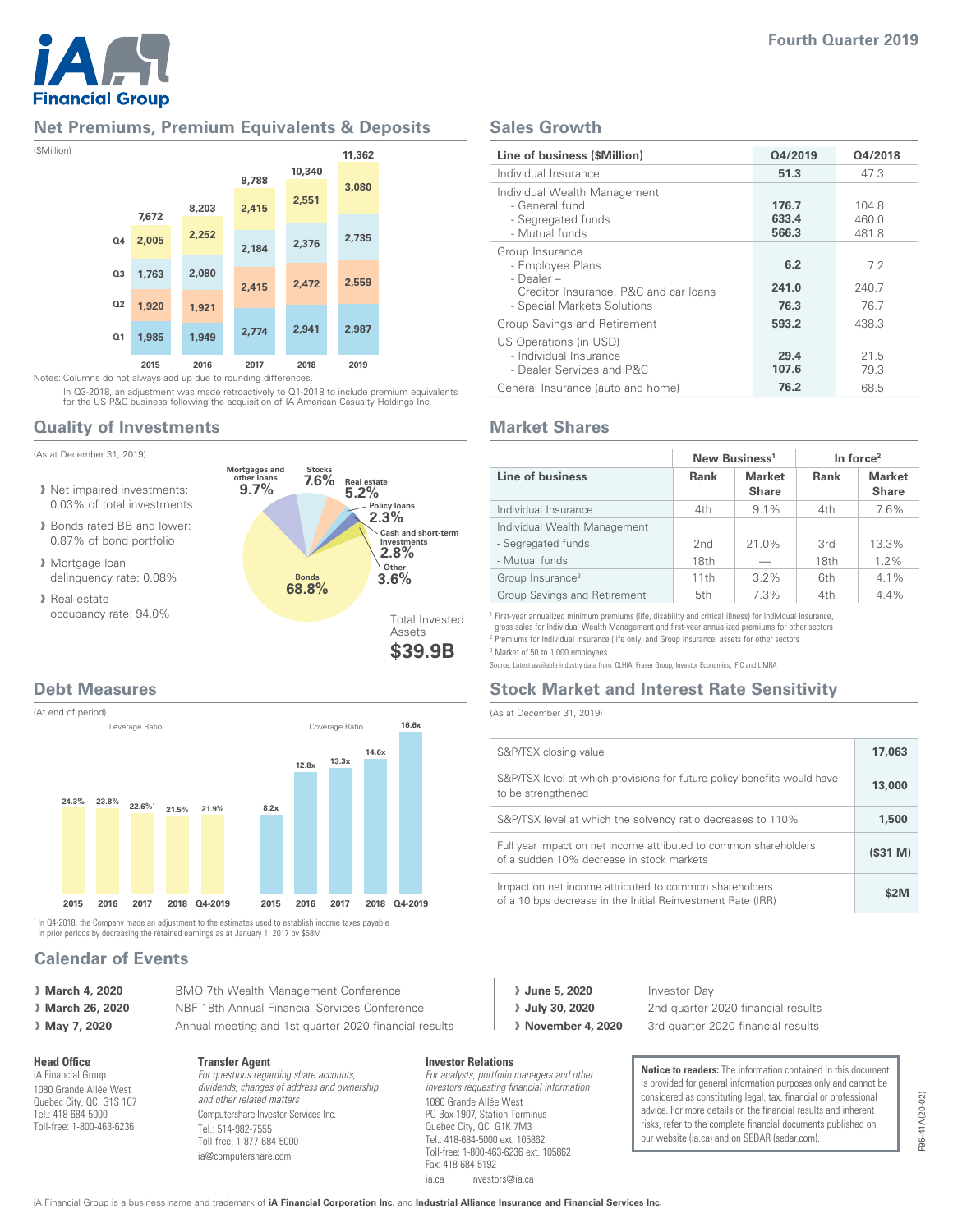# iA Financial Group

Fourth Quarter 2019

## Net Premiums, Premium Equivalents & Deposits

($Million)

2015: 7,672 — Q1 1,985; Q2 1,920; Q3 1,763; Q4 2,005
2016: 8,203 — Q1 1,949; Q2 1,921; Q3 2,080; Q4 2,252
2017: 9,788 — Q1 2,774; Q2 2,415; Q3 2,184; Q4 2,415
2018: 10,340 — Q1 2,941; Q2 2,472; Q3 2,376; Q4 2,551
2019: 11,362 — Q1 2,987; Q2 2,559; Q3 2,735; Q4 3,080

Notes: Columns do not always add up due to rounding differences.
In Q3-2018, an adjustment was made retroactively to Q1-2018 to include premium equivalents for the US P&C business following the acquisition of IA American Casualty Holdings Inc.

## Sales Growth

| Line of business ($Million) | Q4/2019 | Q4/2018 |
|---|---|---|
| Individual Insurance | **51.3** | 47.3 |
| Individual Wealth Management | | |
| - General fund | **176.7** | 104.8 |
| - Segregated funds | **633.4** | 460.0 |
| - Mutual funds | **566.3** | 481.8 |
| Group Insurance | | |
| - Employee Plans | **6.2** | 7.2 |
| - Dealer – Creditor Insurance. P&C and car loans | **241.0** | 240.7 |
| - Special Markets Solutions | **76.3** | 76.7 |
| Group Savings and Retirement | **593.2** | 438.3 |
| US Operations (in USD) | | |
| - Individual Insurance | **29.4** | 21.5 |
| - Dealer Services and P&C | **107.6** | 79.3 |
| General Insurance (auto and home) | **76.2** | 68.5 |

## Quality of Investments

(As at December 31, 2019)

- Net impaired investments: 0.03% of total investments
- Bonds rated BB and lower: 0.87% of bond portfolio
- Mortgage loan delinquency rate: 0.08%
- Real estate occupancy rate: 94.0%

Bonds 68.8%
Mortgages and other loans 9.7%
Stocks 7.6%
Real estate 5.2%
Policy loans 2.3%
Cash and short-term investments 2.8%
Other 3.6%

Total Invested Assets **$39.9B**

## Market Shares

| Line of business | New Business[1] Rank | New Business[1] Market Share | In force[2] Rank | In force[2] Market Share |
|---|---|---|---|---|
| Individual Insurance | 4th | 9.1% | 4th | 7.6% |
| Individual Wealth Management | | | | |
| - Segregated funds | 2nd | 21.0% | 3rd | 13.3% |
| - Mutual funds | 18th | — | 18th | 1.2% |
| Group Insurance[3] | 11th | 3.2% | 6th | 4.1% |
| Group Savings and Retirement | 5th | 7.3% | 4th | 4.4% |

[1] First-year annualized minimum premiums (life, disability and critical illness) for Individual Insurance, gross sales for Individual Wealth Management and first-year annualized premiums for other sectors
[2] Premiums for Individual Insurance (life only) and Group Insurance, assets for other sectors
[3] Market of 50 to 1,000 employees
Source: Latest available industry data from: CLHIA, Fraser Group, Investor Economics, IFIC and LIMRA

## Debt Measures

(At end of period)

Leverage Ratio
2015: 24.3%
2016: 23.8%
2017: 22.6%[1]
2018: 21.5%
Q4-2019: 21.9%

Coverage Ratio
2015: 8.2x
2016: 12.8x
2017: 13.3x
2018: 14.6x
Q4-2019: 16.6x

[1] In Q4-2018, the Company made an adjustment to the estimates used to establish income taxes payable in prior periods by decreasing the retained earnings as at January 1, 2017 by $58M

## Stock Market and Interest Rate Sensitivity

(As at December 31, 2019)

| | |
|---|---|
| S&P/TSX closing value | **17,063** |
| S&P/TSX level at which provisions for future policy benefits would have to be strengthened | **13,000** |
| S&P/TSX level at which the solvency ratio decreases to 110% | **1,500** |
| Full year impact on net income attributed to common shareholders of a sudden 10% decrease in stock markets | **($31 M)** |
| Impact on net income attributed to common shareholders of a 10 bps decrease in the Initial Reinvestment Rate (IRR) | **$2M** |

## Calendar of Events

- **March 4, 2020** — BMO 7th Wealth Management Conference
- **March 26, 2020** — NBF 18th Annual Financial Services Conference
- **May 7, 2020** — Annual meeting and 1st quarter 2020 financial results
- **June 5, 2020** — Investor Day
- **July 30, 2020** — 2nd quarter 2020 financial results
- **November 4, 2020** — 3rd quarter 2020 financial results

**Head Office**
iA Financial Group
1080 Grande Allée West
Quebec City, QC G1S 1C7
Tel.: 418-684-5000
Toll-free: 1-800-463-6236

**Transfer Agent**
*For questions regarding share accounts, dividends, changes of address and ownership and other related matters*
Computershare Investor Services Inc.
Tel.: 514-982-7555
Toll-free: 1-877-684-5000
ia@computershare.com

**Investor Relations**
*For analysts, portfolio managers and other investors requesting financial information*
1080 Grande Allée West
PO Box 1907, Station Terminus
Quebec City, QC G1K 7M3
Tel.: 418-684-5000 ext. 105862
Toll-free: 1-800-463-6236 ext. 105862
Fax: 418-684-5192
ia.ca investors@ia.ca

**Notice to readers:** The information contained in this document is provided for general information purposes only and cannot be considered as constituting legal, tax, financial or professional advice. For more details on the financial results and inherent risks, refer to the complete financial documents published on our website (ia.ca) and on SEDAR (sedar.com).

F95-41A(20-02)

iA Financial Group is a business name and trademark of **iA Financial Corporation Inc.** and **Industrial Alliance Insurance and Financial Services Inc.**